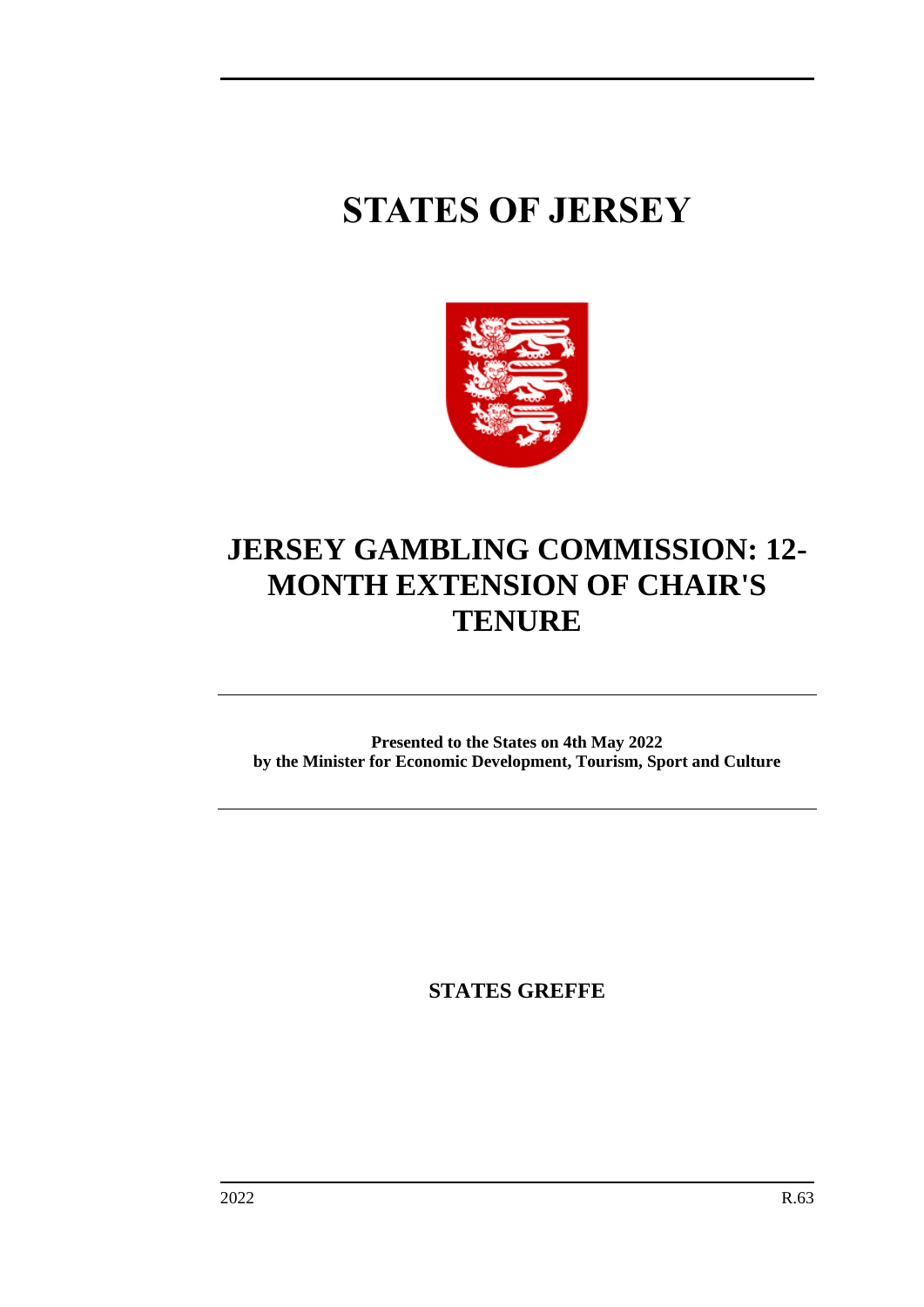# STATES OF JERSEY

# JERSEY GAMBLING COMMISSION: 12-MONTH EXTENSION OF CHAIR'S TENURE

**Presented to the States on 4th May 2022**
**by the Minister for Economic Development, Tourism, Sport and Culture**

**STATES GREFFE**

2022 R.63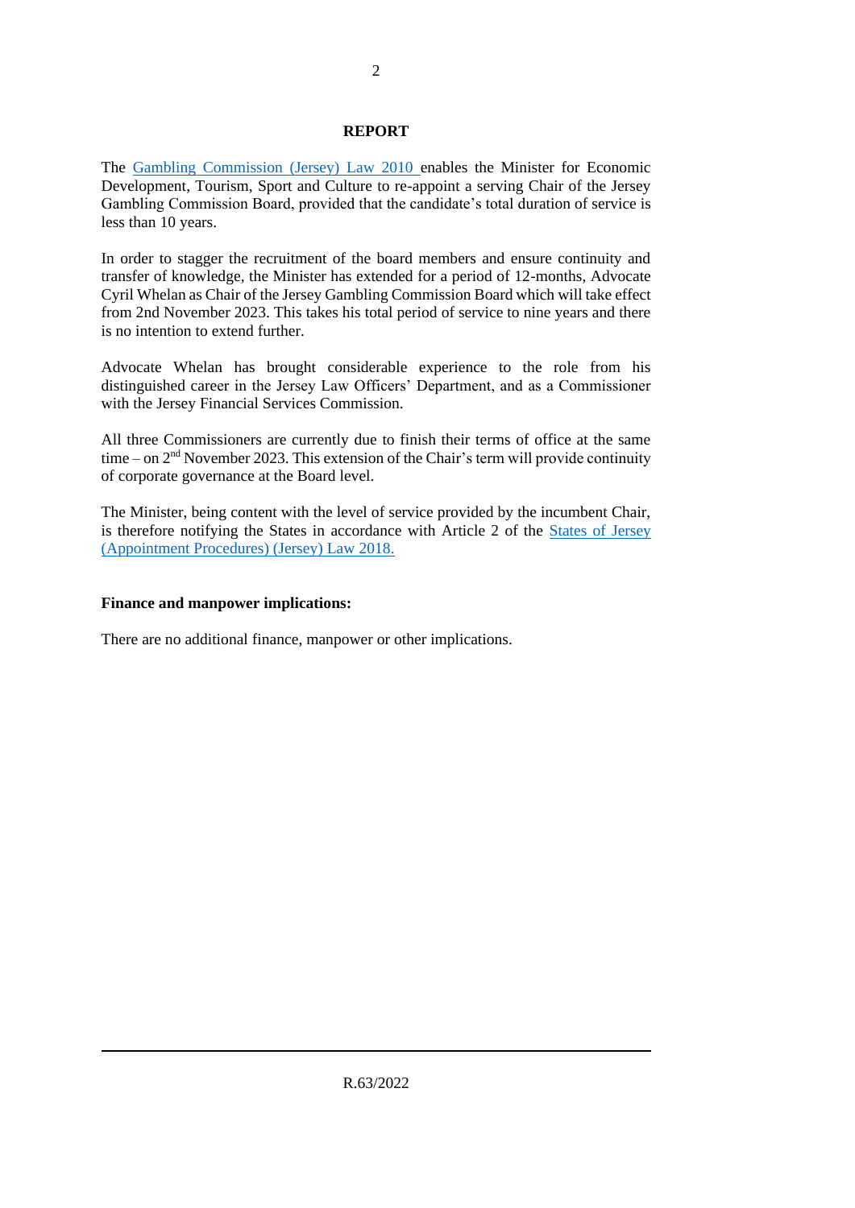**REPORT**

The Gambling Commission (Jersey) Law 2010 enables the Minister for Economic Development, Tourism, Sport and Culture to re-appoint a serving Chair of the Jersey Gambling Commission Board, provided that the candidate's total duration of service is less than 10 years.

In order to stagger the recruitment of the board members and ensure continuity and transfer of knowledge, the Minister has extended for a period of 12-months, Advocate Cyril Whelan as Chair of the Jersey Gambling Commission Board which will take effect from 2nd November 2023. This takes his total period of service to nine years and there is no intention to extend further.

Advocate Whelan has brought considerable experience to the role from his distinguished career in the Jersey Law Officers' Department, and as a Commissioner with the Jersey Financial Services Commission.

All three Commissioners are currently due to finish their terms of office at the same time – on 2nd November 2023. This extension of the Chair's term will provide continuity of corporate governance at the Board level.

The Minister, being content with the level of service provided by the incumbent Chair, is therefore notifying the States in accordance with Article 2 of the States of Jersey (Appointment Procedures) (Jersey) Law 2018.

**Finance and manpower implications:**

There are no additional finance, manpower or other implications.